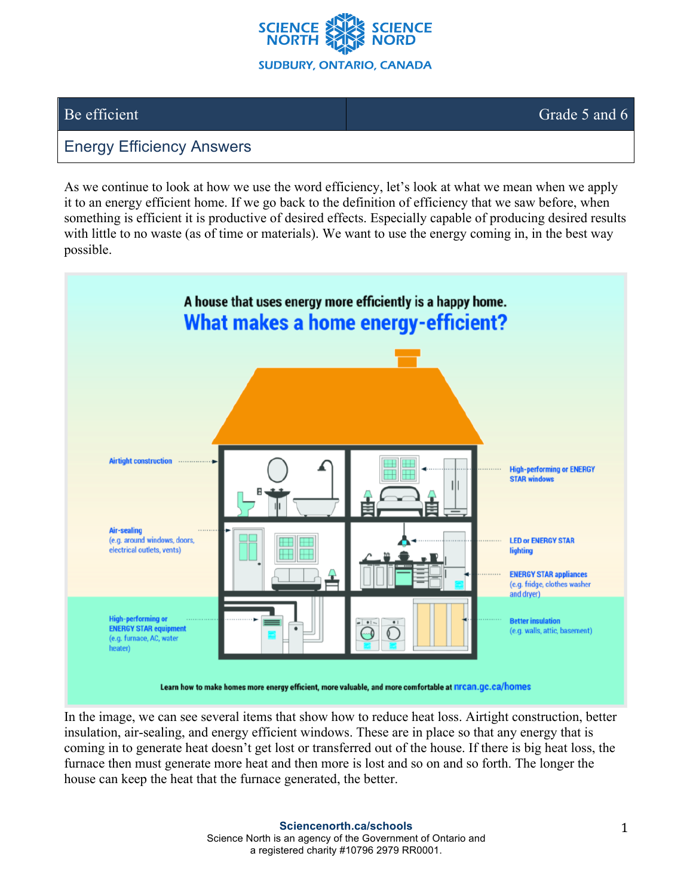| Be efficient | Grade 5 and 6 |
| --- | --- |
| Energy Efficiency Answers | |

As we continue to look at how we use the word efficiency, let's look at what we mean when we apply it to an energy efficient home. If we go back to the definition of efficiency that we saw before, when something is efficient it is productive of desired effects. Especially capable of producing desired results with little to no waste (as of time or materials). We want to use the energy coming in, in the best way possible.

**A house that uses energy more efficiently is a happy home.**

**What makes a home energy-efficient?**

- Airtight construction
- Air-sealing (e.g. around windows, doors, electrical outlets, vents)
- High-performing or ENERGY STAR equipment (e.g. furnace, AC, water heater)
- High-performing or ENERGY STAR windows
- LED or ENERGY STAR lighting
- ENERGY STAR appliances (e.g. fridge, clothes washer and dryer)
- Better insulation (e.g. walls, attic, basement)

Learn how to make homes more energy efficient, more valuable, and more comfortable at nrcan.gc.ca/homes

In the image, we can see several items that show how to reduce heat loss. Airtight construction, better insulation, air-sealing, and energy efficient windows. These are in place so that any energy that is coming in to generate heat doesn't get lost or transferred out of the house. If there is big heat loss, the furnace then must generate more heat and then more is lost and so on and so forth. The longer the house can keep the heat that the furnace generated, the better.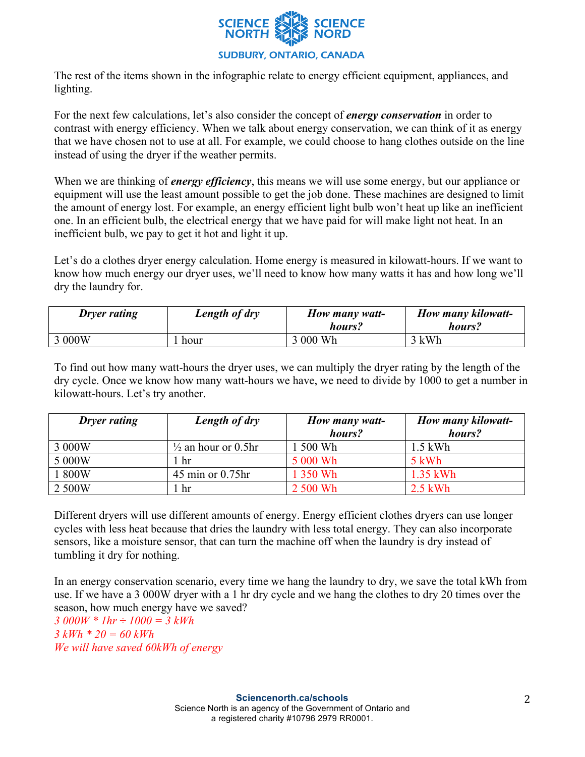The rest of the items shown in the infographic relate to energy efficient equipment, appliances, and lighting.

For the next few calculations, let's also consider the concept of ***energy conservation*** in order to contrast with energy efficiency. When we talk about energy conservation, we can think of it as energy that we have chosen not to use at all. For example, we could choose to hang clothes outside on the line instead of using the dryer if the weather permits.

When we are thinking of ***energy efficiency***, this means we will use some energy, but our appliance or equipment will use the least amount possible to get the job done. These machines are designed to limit the amount of energy lost. For example, an energy efficient light bulb won't heat up like an inefficient one. In an efficient bulb, the electrical energy that we have paid for will make light not heat. In an inefficient bulb, we pay to get it hot and light it up.

Let's do a clothes dryer energy calculation. Home energy is measured in kilowatt-hours. If we want to know how much energy our dryer uses, we'll need to know how many watts it has and how long we'll dry the laundry for.

| ***Dryer rating*** | ***Length of dry*** | ***How many watt-hours?*** | ***How many kilowatt-hours?*** |
|---|---|---|---|
| 3 000W | 1 hour | 3 000 Wh | 3 kWh |

To find out how many watt-hours the dryer uses, we can multiply the dryer rating by the length of the dry cycle. Once we know how many watt-hours we have, we need to divide by 1000 to get a number in kilowatt-hours. Let's try another.

| ***Dryer rating*** | ***Length of dry*** | ***How many watt-hours?*** | ***How many kilowatt-hours?*** |
|---|---|---|---|
| 3 000W | ½ an hour or 0.5hr | 1 500 Wh | 1.5 kWh |
| 5 000W | 1 hr | 5 000 Wh | 5 kWh |
| 1 800W | 45 min or 0.75hr | 1 350 Wh | 1.35 kWh |
| 2 500W | 1 hr | 2 500 Wh | 2.5 kWh |

Different dryers will use different amounts of energy. Energy efficient clothes dryers can use longer cycles with less heat because that dries the laundry with less total energy. They can also incorporate sensors, like a moisture sensor, that can turn the machine off when the laundry is dry instead of tumbling it dry for nothing.

In an energy conservation scenario, every time we hang the laundry to dry, we save the total kWh from use. If we have a 3 000W dryer with a 1 hr dry cycle and we hang the clothes to dry 20 times over the season, how much energy have we saved?

*3 000W * 1hr ÷ 1000 = 3 kWh*
*3 kWh * 20 = 60 kWh*
*We will have saved 60kWh of energy*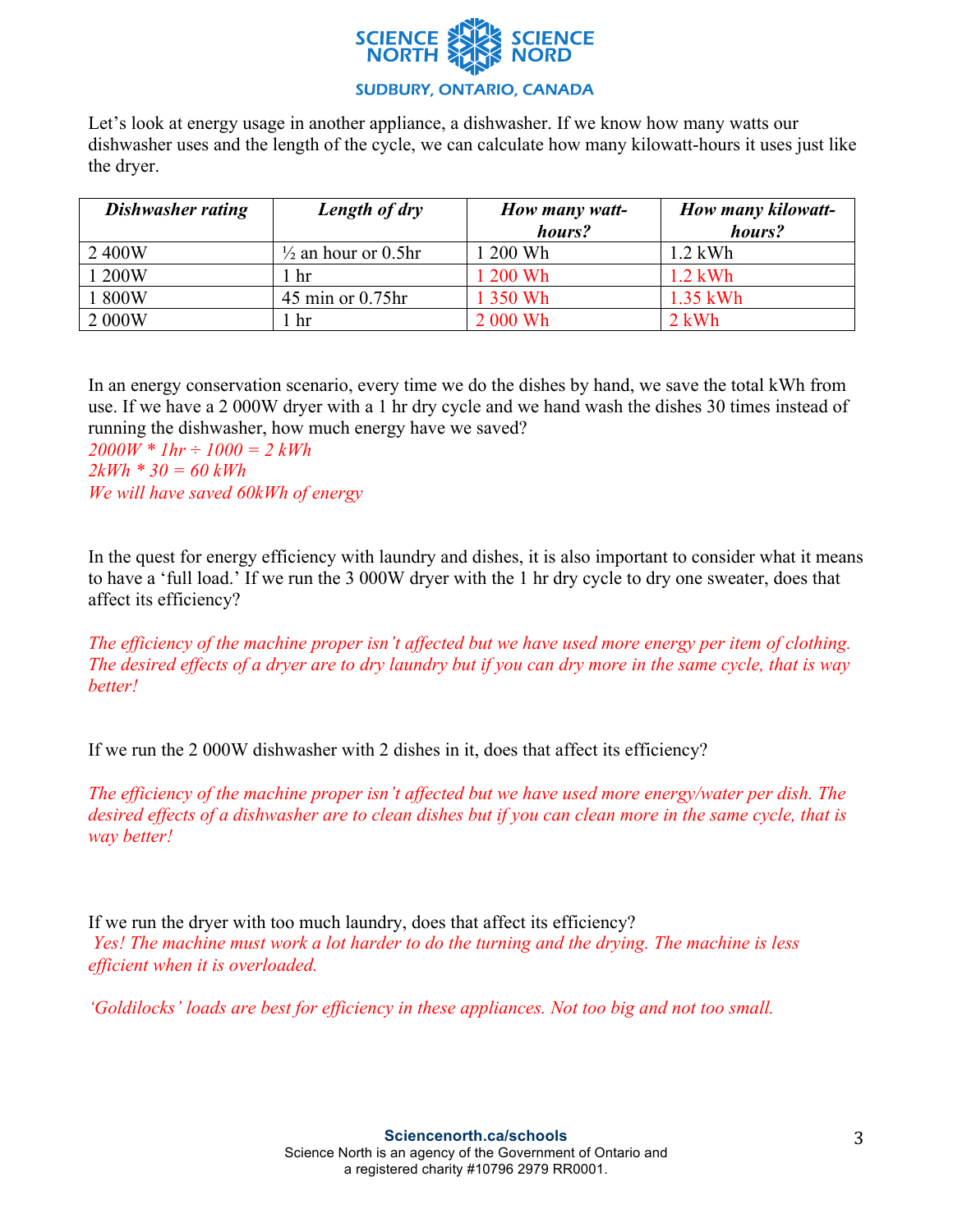Let's look at energy usage in another appliance, a dishwasher. If we know how many watts our dishwasher uses and the length of the cycle, we can calculate how many kilowatt-hours it uses just like the dryer.

| ***Dishwasher rating*** | ***Length of dry*** | ***How many watt-hours?*** | ***How many kilowatt-hours?*** |
|---|---|---|---|
| 2 400W | ½ an hour or 0.5hr | 1 200 Wh | 1.2 kWh |
| 1 200W | 1 hr | 1 200 Wh | 1.2 kWh |
| 1 800W | 45 min or 0.75hr | 1 350 Wh | 1.35 kWh |
| 2 000W | 1 hr | 2 000 Wh | 2 kWh |

In an energy conservation scenario, every time we do the dishes by hand, we save the total kWh from use. If we have a 2 000W dryer with a 1 hr dry cycle and we hand wash the dishes 30 times instead of running the dishwasher, how much energy have we saved?

*2000W * 1hr ÷ 1000 = 2 kWh*
*2kWh * 30 = 60 kWh*
*We will have saved 60kWh of energy*

In the quest for energy efficiency with laundry and dishes, it is also important to consider what it means to have a 'full load.' If we run the 3 000W dryer with the 1 hr dry cycle to dry one sweater, does that affect its efficiency?

*The efficiency of the machine proper isn't affected but we have used more energy per item of clothing. The desired effects of a dryer are to dry laundry but if you can dry more in the same cycle, that is way better!*

If we run the 2 000W dishwasher with 2 dishes in it, does that affect its efficiency?

*The efficiency of the machine proper isn't affected but we have used more energy/water per dish. The desired effects of a dishwasher are to clean dishes but if you can clean more in the same cycle, that is way better!*

If we run the dryer with too much laundry, does that affect its efficiency?
*Yes! The machine must work a lot harder to do the turning and the drying. The machine is less efficient when it is overloaded.*

*'Goldilocks' loads are best for efficiency in these appliances. Not too big and not too small.*